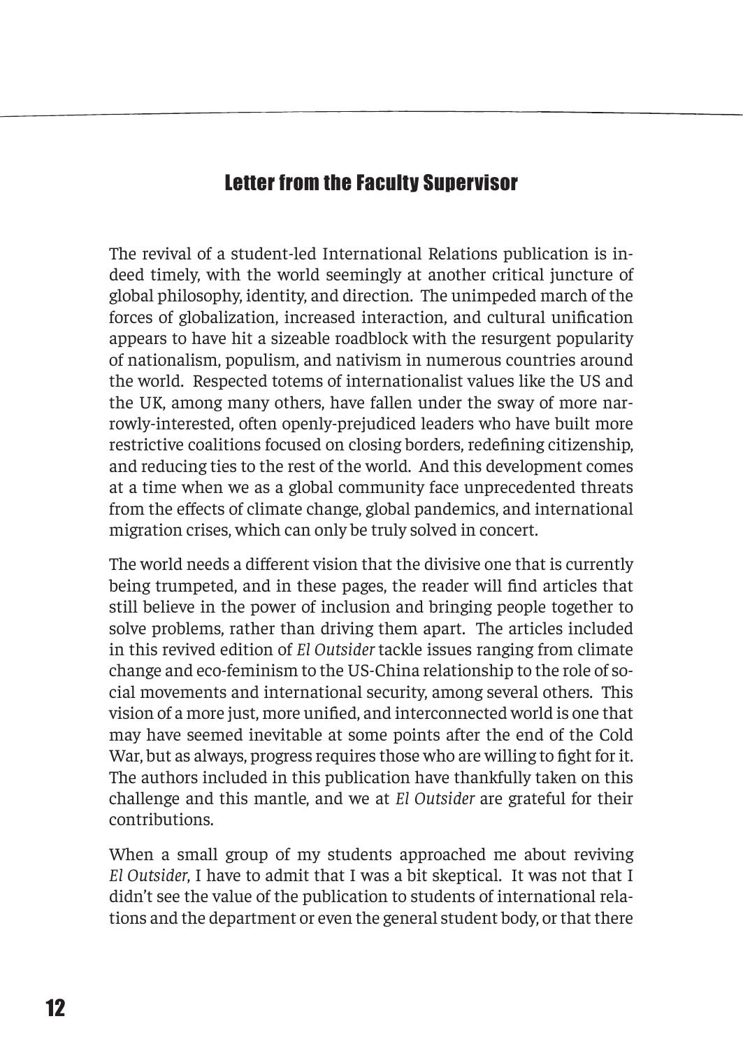## Letter from the Faculty Supervisor

The revival of a student-led International Relations publication is indeed timely, with the world seemingly at another critical juncture of global philosophy, identity, and direction. The unimpeded march of the forces of globalization, increased interaction, and cultural unification appears to have hit a sizeable roadblock with the resurgent popularity of nationalism, populism, and nativism in numerous countries around the world. Respected totems of internationalist values like the US and the UK, among many others, have fallen under the sway of more narrowly-interested, often openly-prejudiced leaders who have built more restrictive coalitions focused on closing borders, redefining citizenship, and reducing ties to the rest of the world. And this development comes at a time when we as a global community face unprecedented threats from the effects of climate change, global pandemics, and international migration crises, which can only be truly solved in concert.

The world needs a different vision that the divisive one that is currently being trumpeted, and in these pages, the reader will find articles that still believe in the power of inclusion and bringing people together to solve problems, rather than driving them apart. The articles included in this revived edition of *El Outsider* tackle issues ranging from climate change and eco-feminism to the US-China relationship to the role of social movements and international security, among several others. This vision of a more just, more unified, and interconnected world is one that may have seemed inevitable at some points after the end of the Cold War, but as always, progress requires those who are willing to fight for it. The authors included in this publication have thankfully taken on this challenge and this mantle, and we at *El Outsider* are grateful for their contributions.

When a small group of my students approached me about reviving *El Outsider*, I have to admit that I was a bit skeptical. It was not that I didn't see the value of the publication to students of international relations and the department or even the general student body, or that there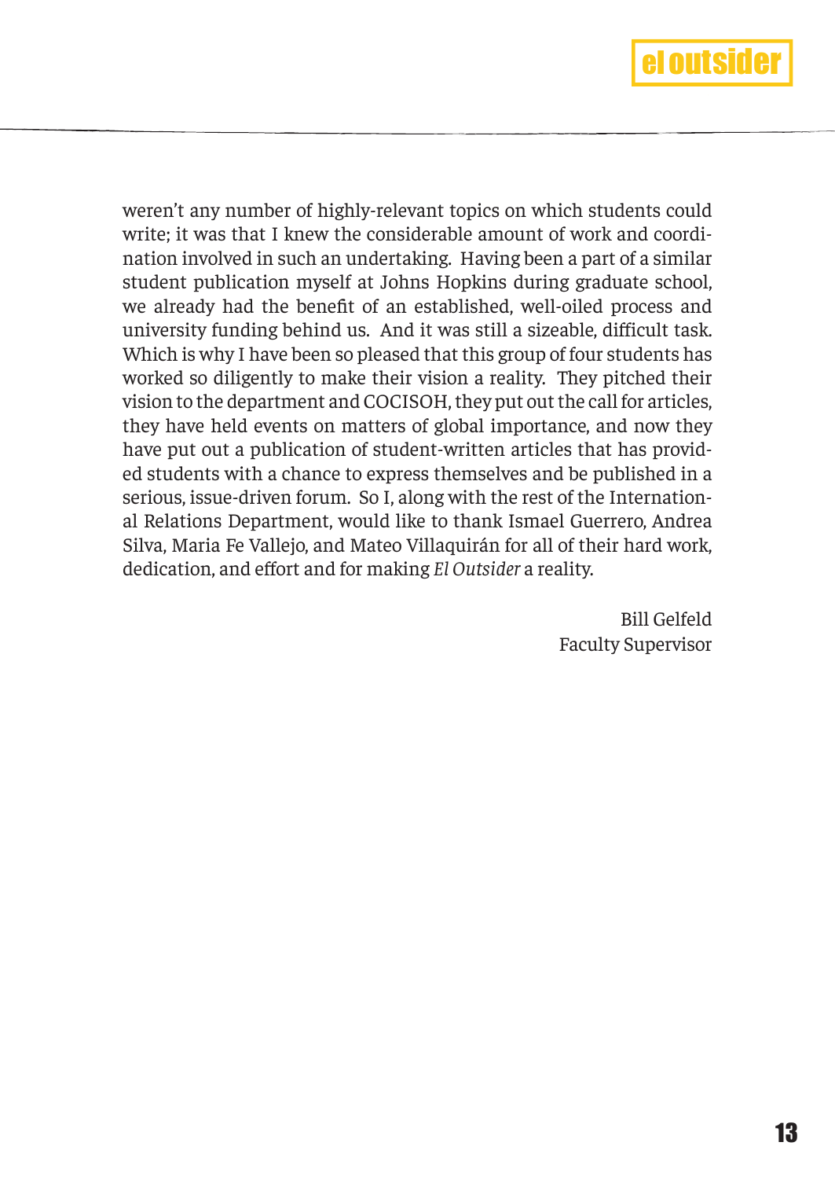weren't any number of highly-relevant topics on which students could write; it was that I knew the considerable amount of work and coordination involved in such an undertaking. Having been a part of a similar student publication myself at Johns Hopkins during graduate school, we already had the benefit of an established, well-oiled process and university funding behind us. And it was still a sizeable, difficult task. Which is why I have been so pleased that this group of four students has worked so diligently to make their vision a reality. They pitched their vision to the department and COCISOH, they put out the call for articles, they have held events on matters of global importance, and now they have put out a publication of student-written articles that has provided students with a chance to express themselves and be published in a serious, issue-driven forum. So I, along with the rest of the International Relations Department, would like to thank Ismael Guerrero, Andrea Silva, Maria Fe Vallejo, and Mateo Villaquirán for all of their hard work, dedication, and effort and for making *El Outsider* a reality.

Bill Gelfeld
Faculty Supervisor